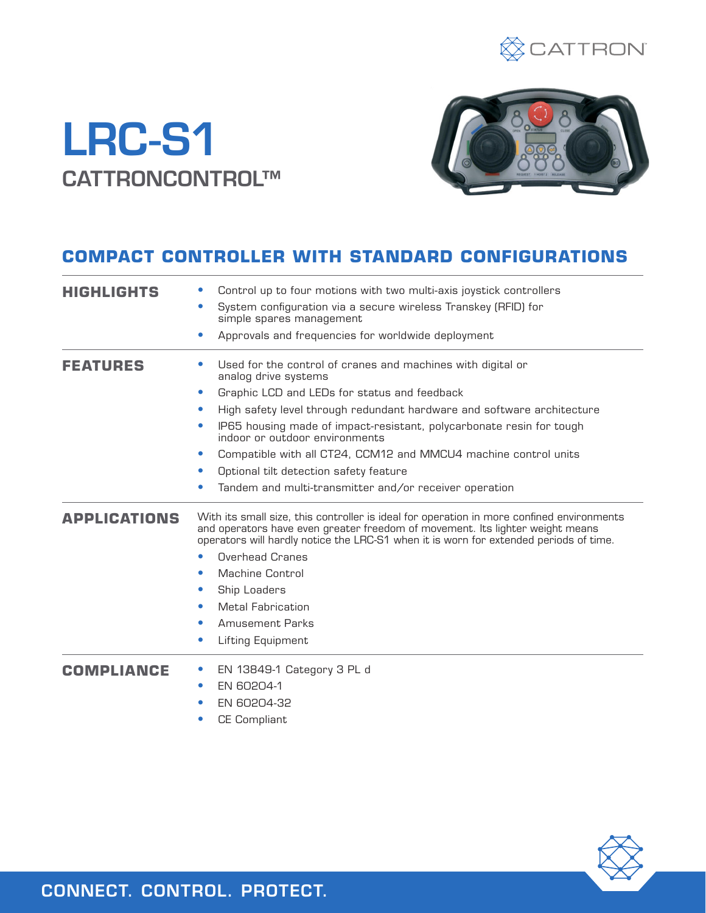# LRC-S1

## CATTRONCONTROL™

## COMPACT CONTROLLER WITH STANDARD CONFIGURATIONS

### HIGHLIGHTS

- Control up to four motions with two multi-axis joystick controllers
- System configuration via a secure wireless Transkey (RFID) for simple spares management
- Approvals and frequencies for worldwide deployment

### FEATURES

- Used for the control of cranes and machines with digital or analog drive systems
- Graphic LCD and LEDs for status and feedback
- High safety level through redundant hardware and software architecture
- IP65 housing made of impact-resistant, polycarbonate resin for tough indoor or outdoor environments
- Compatible with all CT24, CCM12 and MMCU4 machine control units
- Optional tilt detection safety feature
- Tandem and multi-transmitter and/or receiver operation

### APPLICATIONS

With its small size, this controller is ideal for operation in more confined environments and operators have even greater freedom of movement. Its lighter weight means operators will hardly notice the LRC-S1 when it is worn for extended periods of time.

- Overhead Cranes
- Machine Control
- Ship Loaders
- Metal Fabrication
- Amusement Parks
- Lifting Equipment

### COMPLIANCE

- EN 13849-1 Category 3 PL d
- EN 60204-1
- EN 60204-32
- CE Compliant

CONNECT. CONTROL. PROTECT.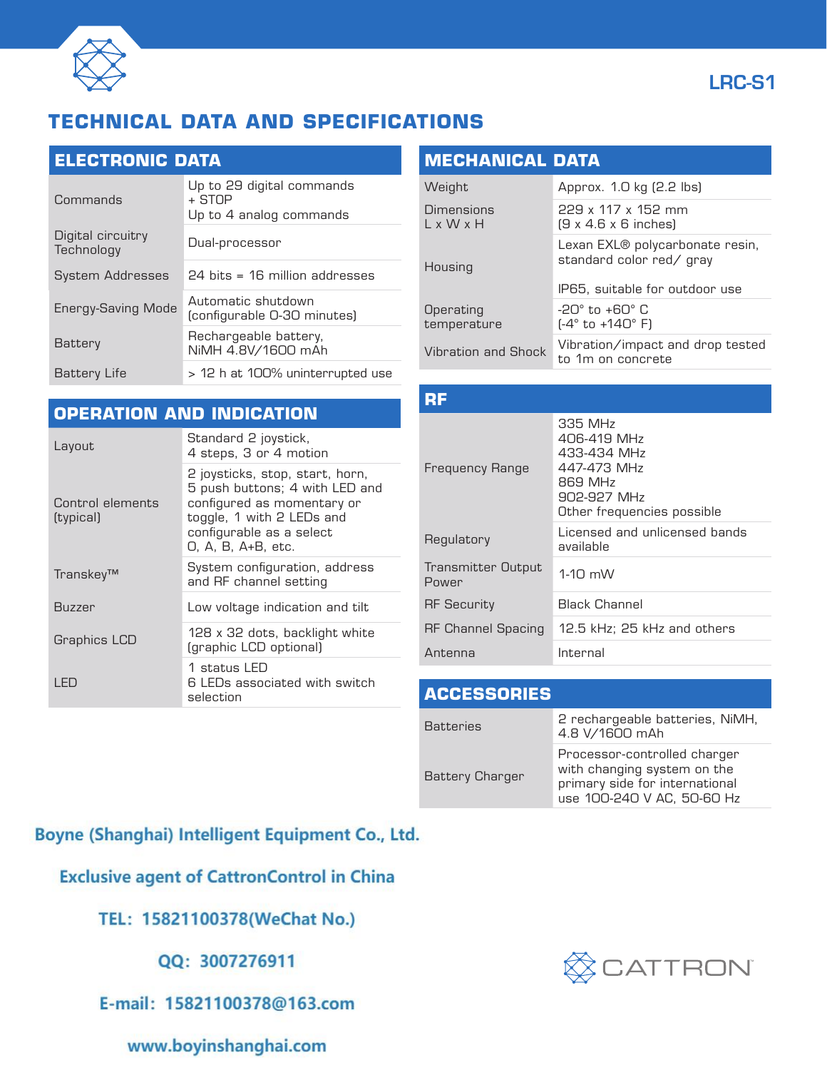LRC-S1

# TECHNICAL DATA AND SPECIFICATIONS

## ELECTRONIC DATA

| | |
|---|---|
| Commands | Up to 29 digital commands + STOP<br>Up to 4 analog commands |
| Digital circuitry Technology | Dual-processor |
| System Addresses | 24 bits = 16 million addresses |
| Energy-Saving Mode | Automatic shutdown (configurable 0-30 minutes) |
| Battery | Rechargeable battery, NiMH 4.8V/1600 mAh |
| Battery Life | > 12 h at 100% uninterrupted use |

## OPERATION AND INDICATION

| | |
|---|---|
| Layout | Standard 2 joystick, 4 steps, 3 or 4 motion |
| Control elements (typical) | 2 joysticks, stop, start, horn, 5 push buttons; 4 with LED and configured as momentary or toggle, 1 with 2 LEDs and configurable as a select 0, A, B, A+B, etc. |
| Transkey™ | System configuration, address and RF channel setting |
| Buzzer | Low voltage indication and tilt |
| Graphics LCD | 128 x 32 dots, backlight white (graphic LCD optional) |
| LED | 1 status LED<br>6 LEDs associated with switch selection |

## MECHANICAL DATA

| | |
|---|---|
| Weight | Approx. 1.0 kg (2.2 lbs) |
| Dimensions L x W x H | 229 x 117 x 152 mm (9 x 4.6 x 6 inches) |
| Housing | Lexan EXL® polycarbonate resin, standard color red/ gray<br>IP65, suitable for outdoor use |
| Operating temperature | -20° to +60° C (-4° to +140° F) |
| Vibration and Shock | Vibration/impact and drop tested to 1m on concrete |

## RF

| | |
|---|---|
| Frequency Range | 335 MHz<br>406-419 MHz<br>433-434 MHz<br>447-473 MHz<br>869 MHz<br>902-927 MHz<br>Other frequencies possible |
| Regulatory | Licensed and unlicensed bands available |
| Transmitter Output Power | 1-10 mW |
| RF Security | Black Channel |
| RF Channel Spacing | 12.5 kHz; 25 kHz and others |
| Antenna | Internal |

## ACCESSORIES

| | |
|---|---|
| Batteries | 2 rechargeable batteries, NiMH, 4.8 V/1600 mAh |
| Battery Charger | Processor-controlled charger with changing system on the primary side for international use 100-240 V AC, 50-60 Hz |

**Boyne (Shanghai) Intelligent Equipment Co., Ltd.**

**Exclusive agent of CattronControl in China**

**TEL：15821100378(WeChat No.)**

**QQ：3007276911**

**E-mail：15821100378@163.com**

**www.boyinshanghai.com**

CATTRON